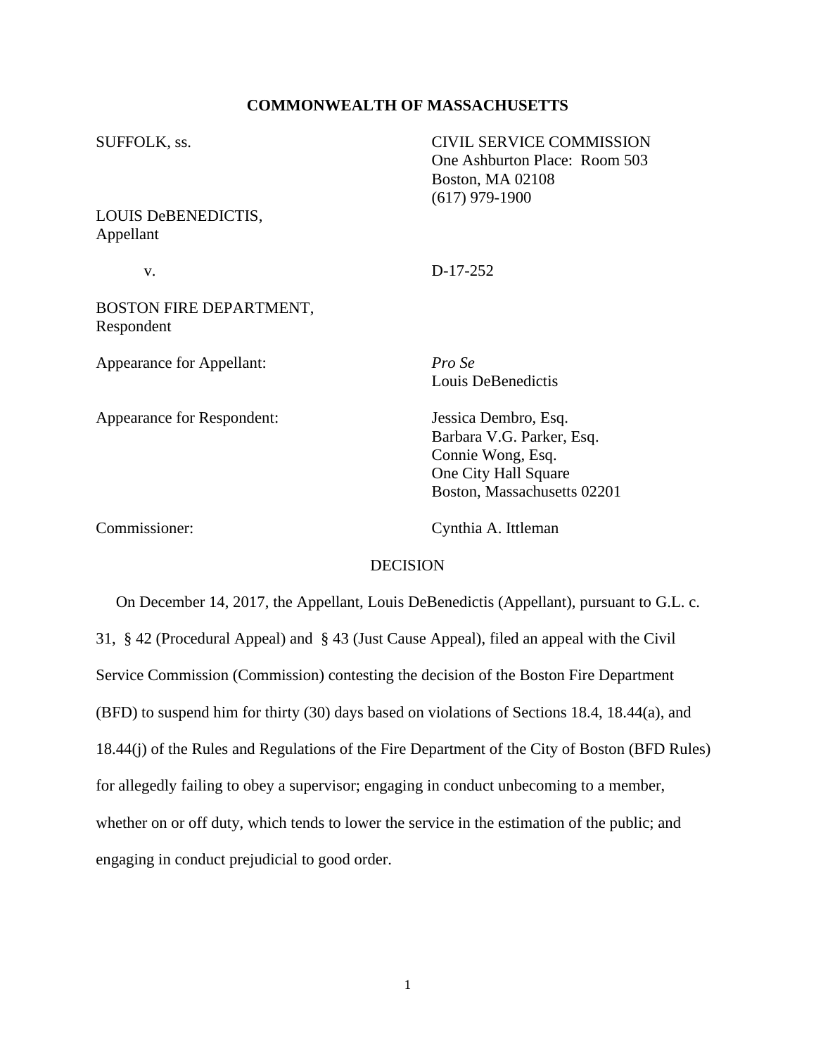**COMMONWEALTH OF MASSACHUSETTS**

SUFFOLK, ss.

CIVIL SERVICE COMMISSION
One Ashburton Place: Room 503
Boston, MA 02108
(617) 979-1900

LOUIS DeBENEDICTIS,
Appellant

v.

D-17-252

BOSTON FIRE DEPARTMENT,
Respondent

Appearance for Appellant: *Pro Se*
Louis DeBenedictis

Appearance for Respondent: Jessica Dembro, Esq.
Barbara V.G. Parker, Esq.
Connie Wong, Esq.
One City Hall Square
Boston, Massachusetts 02201

Commissioner: Cynthia A. Ittleman

DECISION

On December 14, 2017, the Appellant, Louis DeBenedictis (Appellant), pursuant to G.L. c. 31, § 42 (Procedural Appeal) and § 43 (Just Cause Appeal), filed an appeal with the Civil Service Commission (Commission) contesting the decision of the Boston Fire Department (BFD) to suspend him for thirty (30) days based on violations of Sections 18.4, 18.44(a), and 18.44(j) of the Rules and Regulations of the Fire Department of the City of Boston (BFD Rules) for allegedly failing to obey a supervisor; engaging in conduct unbecoming to a member, whether on or off duty, which tends to lower the service in the estimation of the public; and engaging in conduct prejudicial to good order.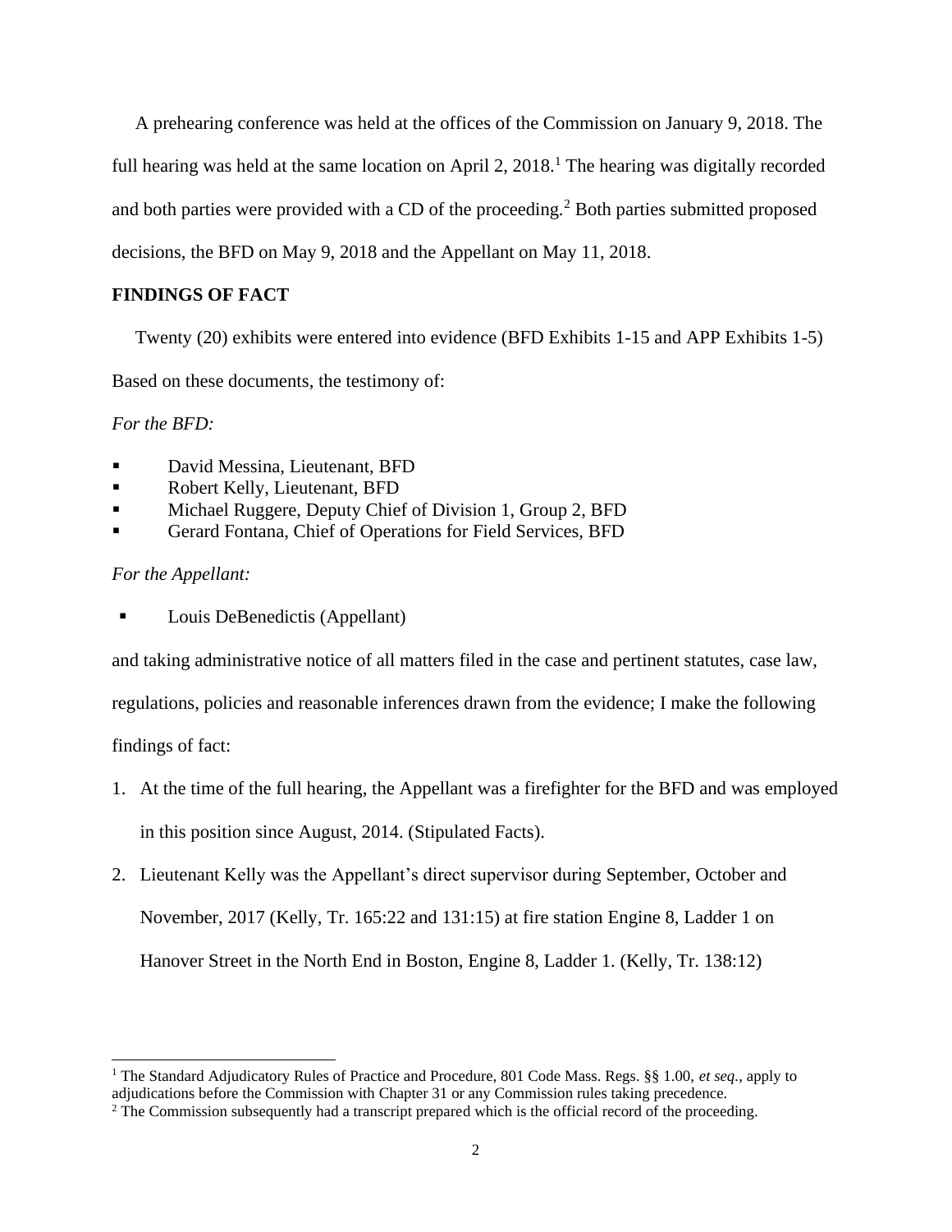A prehearing conference was held at the offices of the Commission on January 9, 2018. The full hearing was held at the same location on April 2, 2018.[1] The hearing was digitally recorded and both parties were provided with a CD of the proceeding.[2] Both parties submitted proposed decisions, the BFD on May 9, 2018 and the Appellant on May 11, 2018.

**FINDINGS OF FACT**

Twenty (20) exhibits were entered into evidence (BFD Exhibits 1-15 and APP Exhibits 1-5) Based on these documents, the testimony of:

*For the BFD:*

- David Messina, Lieutenant, BFD
- Robert Kelly, Lieutenant, BFD
- Michael Ruggere, Deputy Chief of Division 1, Group 2, BFD
- Gerard Fontana, Chief of Operations for Field Services, BFD

*For the Appellant:*

- Louis DeBenedictis (Appellant)

and taking administrative notice of all matters filed in the case and pertinent statutes, case law, regulations, policies and reasonable inferences drawn from the evidence; I make the following findings of fact:

1. At the time of the full hearing, the Appellant was a firefighter for the BFD and was employed in this position since August, 2014. (Stipulated Facts).
2. Lieutenant Kelly was the Appellant's direct supervisor during September, October and November, 2017 (Kelly, Tr. 165:22 and 131:15) at fire station Engine 8, Ladder 1 on Hanover Street in the North End in Boston, Engine 8, Ladder 1. (Kelly, Tr. 138:12)

---

[1] The Standard Adjudicatory Rules of Practice and Procedure, 801 Code Mass. Regs. §§ 1.00, *et seq.*, apply to adjudications before the Commission with Chapter 31 or any Commission rules taking precedence.

[2] The Commission subsequently had a transcript prepared which is the official record of the proceeding.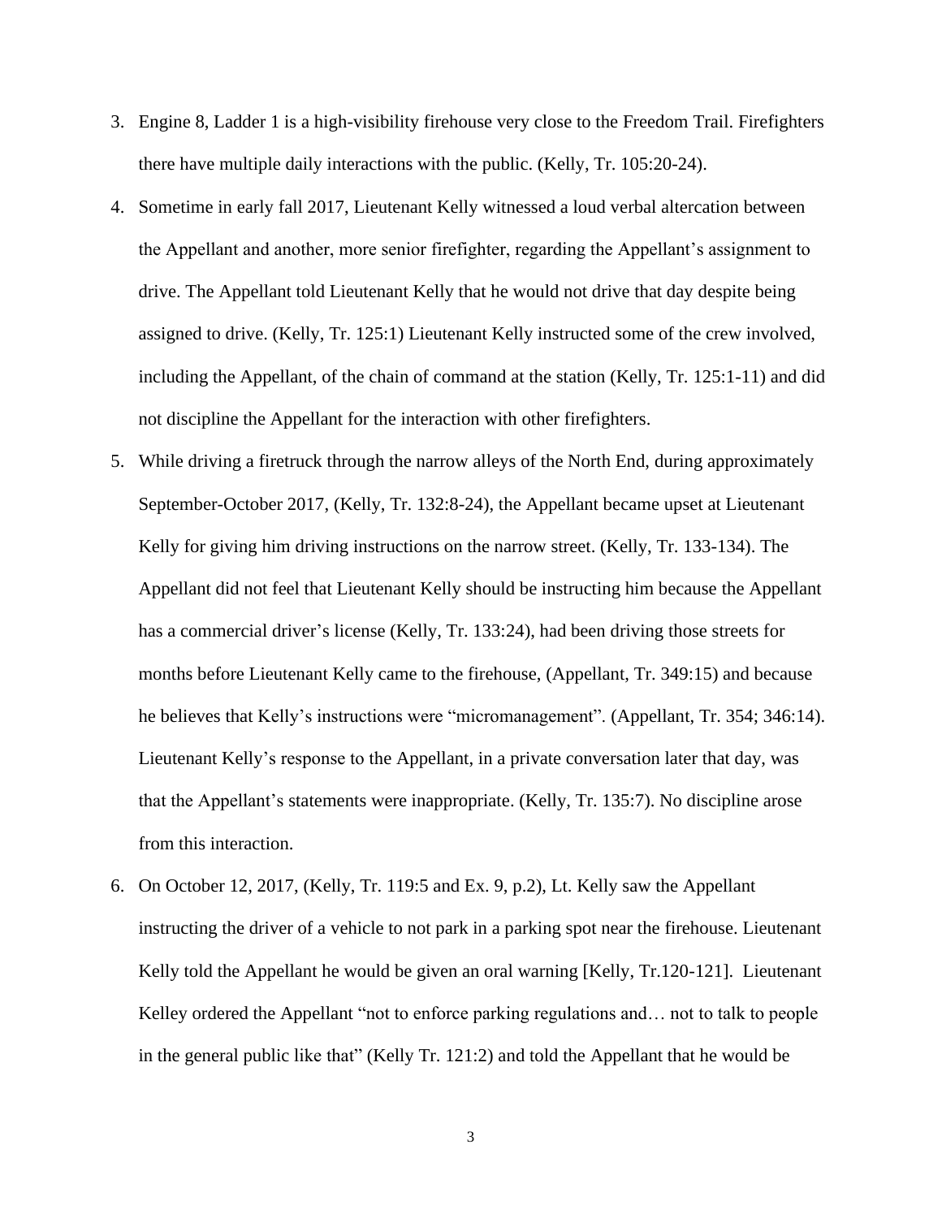3. Engine 8, Ladder 1 is a high-visibility firehouse very close to the Freedom Trail. Firefighters there have multiple daily interactions with the public. (Kelly, Tr. 105:20-24).

4. Sometime in early fall 2017, Lieutenant Kelly witnessed a loud verbal altercation between the Appellant and another, more senior firefighter, regarding the Appellant's assignment to drive. The Appellant told Lieutenant Kelly that he would not drive that day despite being assigned to drive. (Kelly, Tr. 125:1) Lieutenant Kelly instructed some of the crew involved, including the Appellant, of the chain of command at the station (Kelly, Tr. 125:1-11) and did not discipline the Appellant for the interaction with other firefighters.

5. While driving a firetruck through the narrow alleys of the North End, during approximately September-October 2017, (Kelly, Tr. 132:8-24), the Appellant became upset at Lieutenant Kelly for giving him driving instructions on the narrow street. (Kelly, Tr. 133-134). The Appellant did not feel that Lieutenant Kelly should be instructing him because the Appellant has a commercial driver's license (Kelly, Tr. 133:24), had been driving those streets for months before Lieutenant Kelly came to the firehouse, (Appellant, Tr. 349:15) and because he believes that Kelly's instructions were "micromanagement". (Appellant, Tr. 354; 346:14). Lieutenant Kelly's response to the Appellant, in a private conversation later that day, was that the Appellant's statements were inappropriate. (Kelly, Tr. 135:7). No discipline arose from this interaction.

6. On October 12, 2017, (Kelly, Tr. 119:5 and Ex. 9, p.2), Lt. Kelly saw the Appellant instructing the driver of a vehicle to not park in a parking spot near the firehouse. Lieutenant Kelly told the Appellant he would be given an oral warning [Kelly, Tr.120-121]. Lieutenant Kelley ordered the Appellant "not to enforce parking regulations and… not to talk to people in the general public like that" (Kelly Tr. 121:2) and told the Appellant that he would be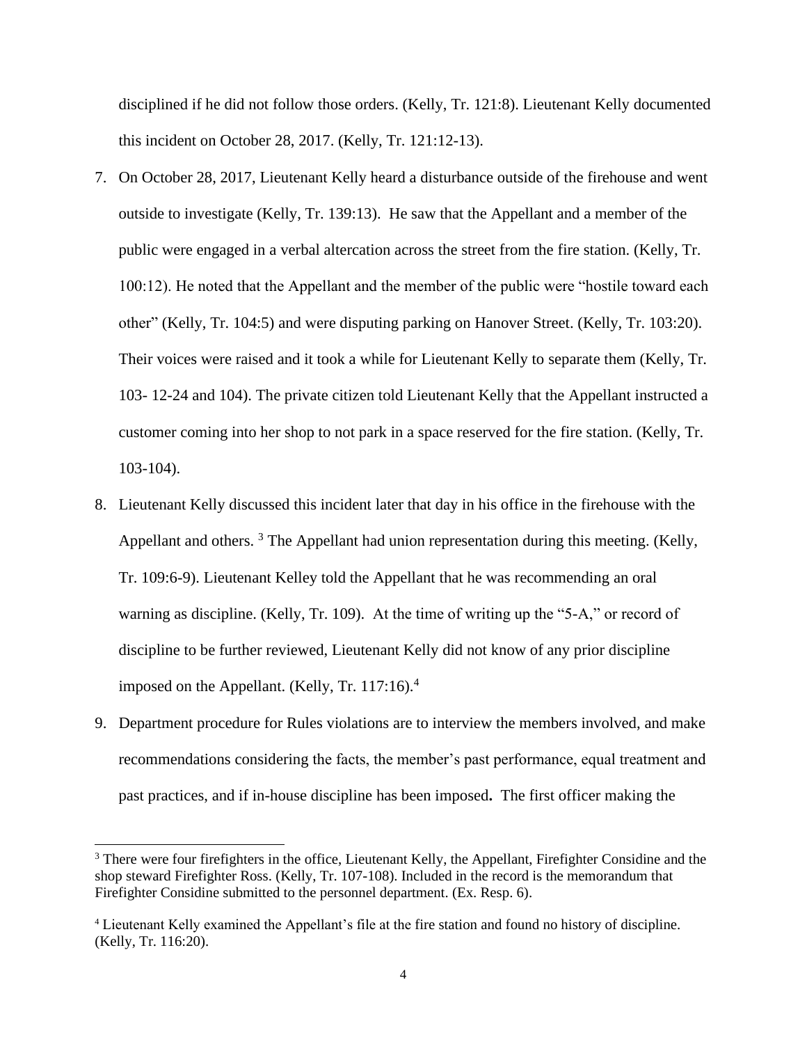disciplined if he did not follow those orders. (Kelly, Tr. 121:8). Lieutenant Kelly documented this incident on October 28, 2017. (Kelly, Tr. 121:12-13).

7. On October 28, 2017, Lieutenant Kelly heard a disturbance outside of the firehouse and went outside to investigate (Kelly, Tr. 139:13). He saw that the Appellant and a member of the public were engaged in a verbal altercation across the street from the fire station. (Kelly, Tr. 100:12). He noted that the Appellant and the member of the public were "hostile toward each other" (Kelly, Tr. 104:5) and were disputing parking on Hanover Street. (Kelly, Tr. 103:20). Their voices were raised and it took a while for Lieutenant Kelly to separate them (Kelly, Tr. 103- 12-24 and 104). The private citizen told Lieutenant Kelly that the Appellant instructed a customer coming into her shop to not park in a space reserved for the fire station. (Kelly, Tr. 103-104).

8. Lieutenant Kelly discussed this incident later that day in his office in the firehouse with the Appellant and others. [3] The Appellant had union representation during this meeting. (Kelly, Tr. 109:6-9). Lieutenant Kelley told the Appellant that he was recommending an oral warning as discipline. (Kelly, Tr. 109). At the time of writing up the "5-A," or record of discipline to be further reviewed, Lieutenant Kelly did not know of any prior discipline imposed on the Appellant. (Kelly, Tr. 117:16).[4]

9. Department procedure for Rules violations are to interview the members involved, and make recommendations considering the facts, the member's past performance, equal treatment and past practices, and if in-house discipline has been imposed**.** The first officer making the

---

[3] There were four firefighters in the office, Lieutenant Kelly, the Appellant, Firefighter Considine and the shop steward Firefighter Ross. (Kelly, Tr. 107-108). Included in the record is the memorandum that Firefighter Considine submitted to the personnel department. (Ex. Resp. 6).

[4] Lieutenant Kelly examined the Appellant's file at the fire station and found no history of discipline. (Kelly, Tr. 116:20).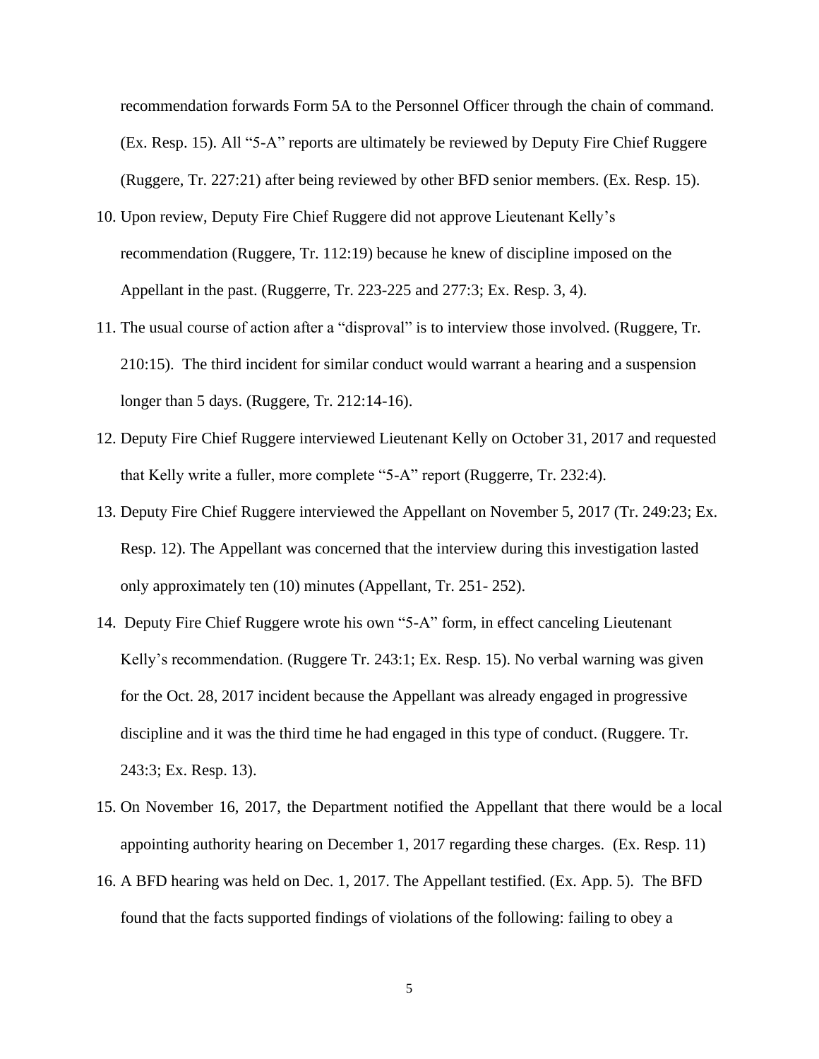recommendation forwards Form 5A to the Personnel Officer through the chain of command. (Ex. Resp. 15). All "5-A" reports are ultimately be reviewed by Deputy Fire Chief Ruggere (Ruggere, Tr. 227:21) after being reviewed by other BFD senior members. (Ex. Resp. 15).

10. Upon review, Deputy Fire Chief Ruggere did not approve Lieutenant Kelly's recommendation (Ruggere, Tr. 112:19) because he knew of discipline imposed on the Appellant in the past. (Ruggerre, Tr. 223-225 and 277:3; Ex. Resp. 3, 4).
11. The usual course of action after a "disproval" is to interview those involved. (Ruggere, Tr. 210:15). The third incident for similar conduct would warrant a hearing and a suspension longer than 5 days. (Ruggere, Tr. 212:14-16).
12. Deputy Fire Chief Ruggere interviewed Lieutenant Kelly on October 31, 2017 and requested that Kelly write a fuller, more complete "5-A" report (Ruggerre, Tr. 232:4).
13. Deputy Fire Chief Ruggere interviewed the Appellant on November 5, 2017 (Tr. 249:23; Ex. Resp. 12). The Appellant was concerned that the interview during this investigation lasted only approximately ten (10) minutes (Appellant, Tr. 251- 252).
14. Deputy Fire Chief Ruggere wrote his own "5-A" form, in effect canceling Lieutenant Kelly's recommendation. (Ruggere Tr. 243:1; Ex. Resp. 15). No verbal warning was given for the Oct. 28, 2017 incident because the Appellant was already engaged in progressive discipline and it was the third time he had engaged in this type of conduct. (Ruggere. Tr. 243:3; Ex. Resp. 13).
15. On November 16, 2017, the Department notified the Appellant that there would be a local appointing authority hearing on December 1, 2017 regarding these charges. (Ex. Resp. 11)
16. A BFD hearing was held on Dec. 1, 2017. The Appellant testified. (Ex. App. 5). The BFD found that the facts supported findings of violations of the following: failing to obey a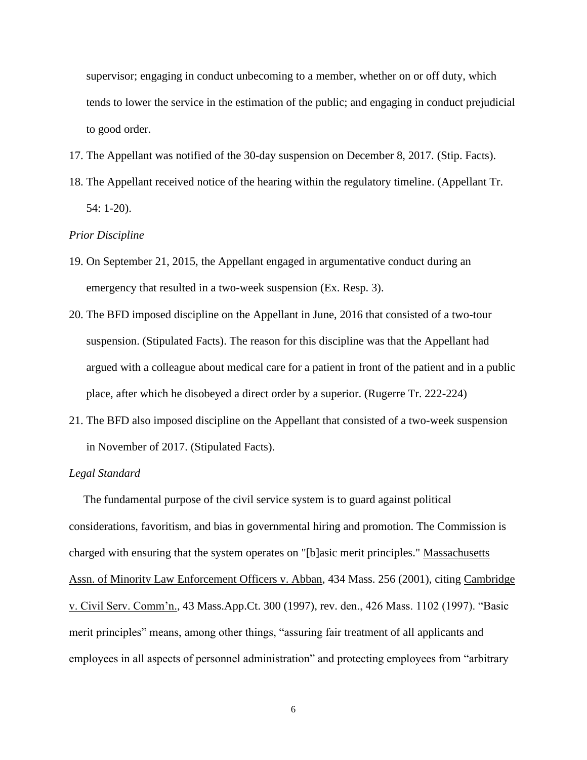supervisor; engaging in conduct unbecoming to a member, whether on or off duty, which tends to lower the service in the estimation of the public; and engaging in conduct prejudicial to good order.

17. The Appellant was notified of the 30-day suspension on December 8, 2017. (Stip. Facts).
18. The Appellant received notice of the hearing within the regulatory timeline. (Appellant Tr. 54: 1-20).

*Prior Discipline*

19. On September 21, 2015, the Appellant engaged in argumentative conduct during an emergency that resulted in a two-week suspension (Ex. Resp. 3).
20. The BFD imposed discipline on the Appellant in June, 2016 that consisted of a two-tour suspension. (Stipulated Facts). The reason for this discipline was that the Appellant had argued with a colleague about medical care for a patient in front of the patient and in a public place, after which he disobeyed a direct order by a superior. (Rugerre Tr. 222-224)
21. The BFD also imposed discipline on the Appellant that consisted of a two-week suspension in November of 2017. (Stipulated Facts).

*Legal Standard*

The fundamental purpose of the civil service system is to guard against political considerations, favoritism, and bias in governmental hiring and promotion. The Commission is charged with ensuring that the system operates on "[b]asic merit principles." Massachusetts Assn. of Minority Law Enforcement Officers v. Abban, 434 Mass. 256 (2001), citing Cambridge v. Civil Serv. Comm'n., 43 Mass.App.Ct. 300 (1997), rev. den., 426 Mass. 1102 (1997). "Basic merit principles" means, among other things, "assuring fair treatment of all applicants and employees in all aspects of personnel administration" and protecting employees from "arbitrary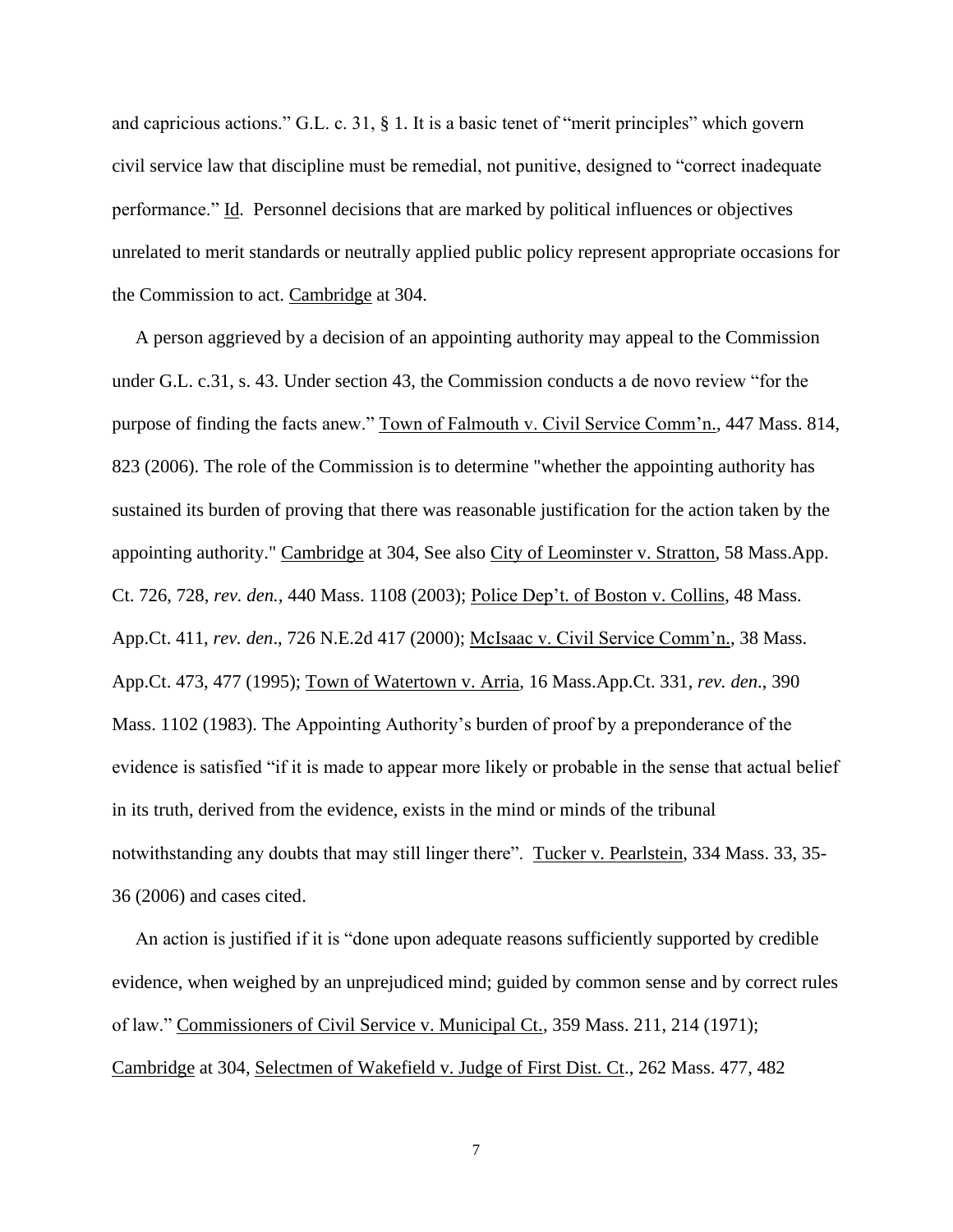and capricious actions." G.L. c. 31, § 1. It is a basic tenet of "merit principles" which govern civil service law that discipline must be remedial, not punitive, designed to "correct inadequate performance." Id. Personnel decisions that are marked by political influences or objectives unrelated to merit standards or neutrally applied public policy represent appropriate occasions for the Commission to act. Cambridge at 304.

A person aggrieved by a decision of an appointing authority may appeal to the Commission under G.L. c.31, s. 43. Under section 43, the Commission conducts a de novo review "for the purpose of finding the facts anew." Town of Falmouth v. Civil Service Comm'n., 447 Mass. 814, 823 (2006). The role of the Commission is to determine "whether the appointing authority has sustained its burden of proving that there was reasonable justification for the action taken by the appointing authority." Cambridge at 304, See also City of Leominster v. Stratton, 58 Mass.App. Ct. 726, 728, *rev. den.*, 440 Mass. 1108 (2003); Police Dep't. of Boston v. Collins, 48 Mass. App.Ct. 411, *rev. den*., 726 N.E.2d 417 (2000); McIsaac v. Civil Service Comm'n., 38 Mass. App.Ct. 473, 477 (1995); Town of Watertown v. Arria, 16 Mass.App.Ct. 331, *rev. den*., 390 Mass. 1102 (1983). The Appointing Authority's burden of proof by a preponderance of the evidence is satisfied "if it is made to appear more likely or probable in the sense that actual belief in its truth, derived from the evidence, exists in the mind or minds of the tribunal notwithstanding any doubts that may still linger there". Tucker v. Pearlstein, 334 Mass. 33, 35-36 (2006) and cases cited.

An action is justified if it is "done upon adequate reasons sufficiently supported by credible evidence, when weighed by an unprejudiced mind; guided by common sense and by correct rules of law." Commissioners of Civil Service v. Municipal Ct., 359 Mass. 211, 214 (1971); Cambridge at 304, Selectmen of Wakefield v. Judge of First Dist. Ct., 262 Mass. 477, 482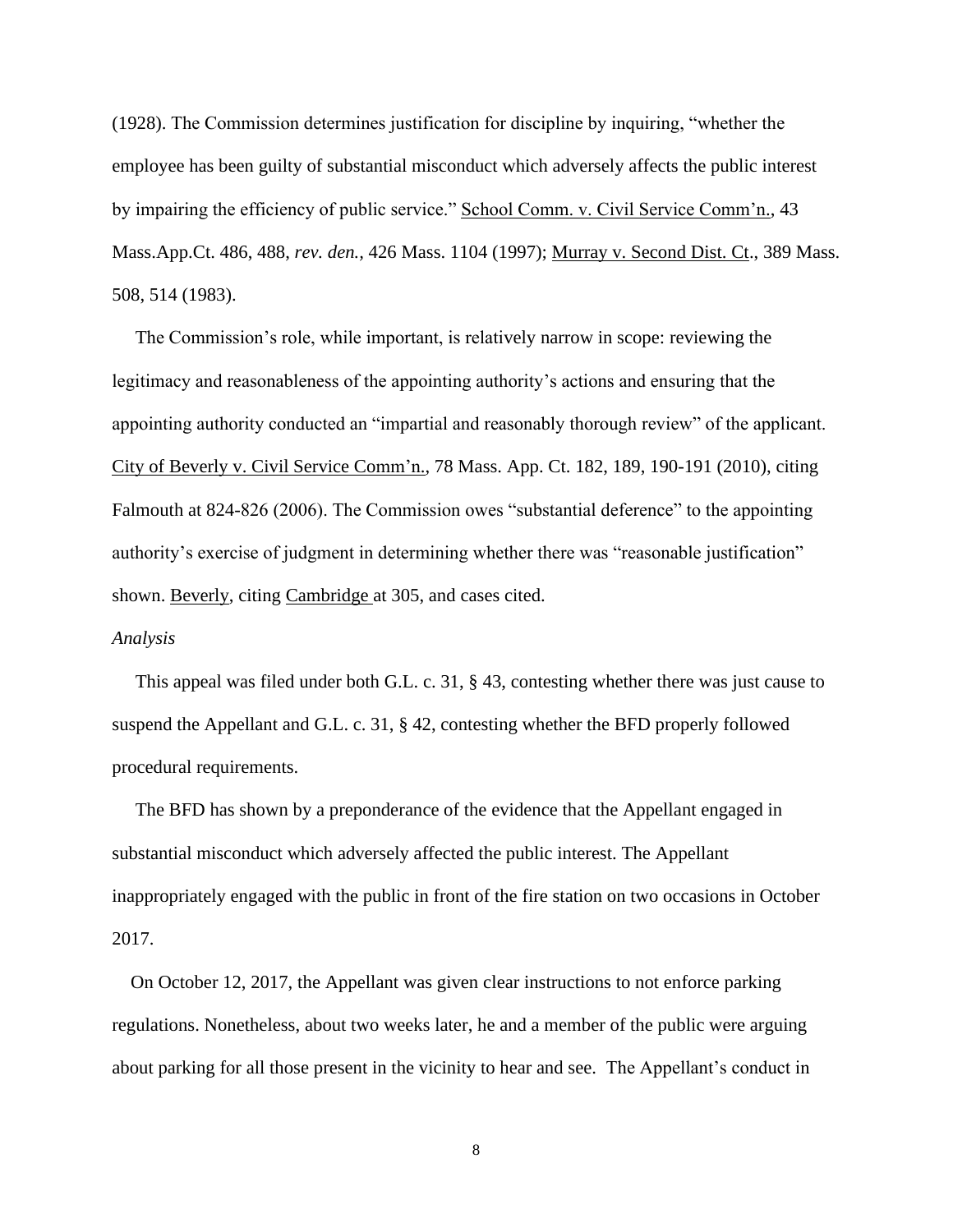(1928). The Commission determines justification for discipline by inquiring, "whether the employee has been guilty of substantial misconduct which adversely affects the public interest by impairing the efficiency of public service." School Comm. v. Civil Service Comm'n., 43 Mass.App.Ct. 486, 488, *rev. den.,* 426 Mass. 1104 (1997); Murray v. Second Dist. Ct., 389 Mass. 508, 514 (1983).

The Commission's role, while important, is relatively narrow in scope: reviewing the legitimacy and reasonableness of the appointing authority's actions and ensuring that the appointing authority conducted an "impartial and reasonably thorough review" of the applicant. City of Beverly v. Civil Service Comm'n., 78 Mass. App. Ct. 182, 189, 190-191 (2010), citing Falmouth at 824-826 (2006). The Commission owes "substantial deference" to the appointing authority's exercise of judgment in determining whether there was "reasonable justification" shown. Beverly, citing Cambridge at 305, and cases cited.

*Analysis*

This appeal was filed under both G.L. c. 31, § 43, contesting whether there was just cause to suspend the Appellant and G.L. c. 31, § 42, contesting whether the BFD properly followed procedural requirements.

The BFD has shown by a preponderance of the evidence that the Appellant engaged in substantial misconduct which adversely affected the public interest. The Appellant inappropriately engaged with the public in front of the fire station on two occasions in October 2017.

On October 12, 2017, the Appellant was given clear instructions to not enforce parking regulations. Nonetheless, about two weeks later, he and a member of the public were arguing about parking for all those present in the vicinity to hear and see. The Appellant's conduct in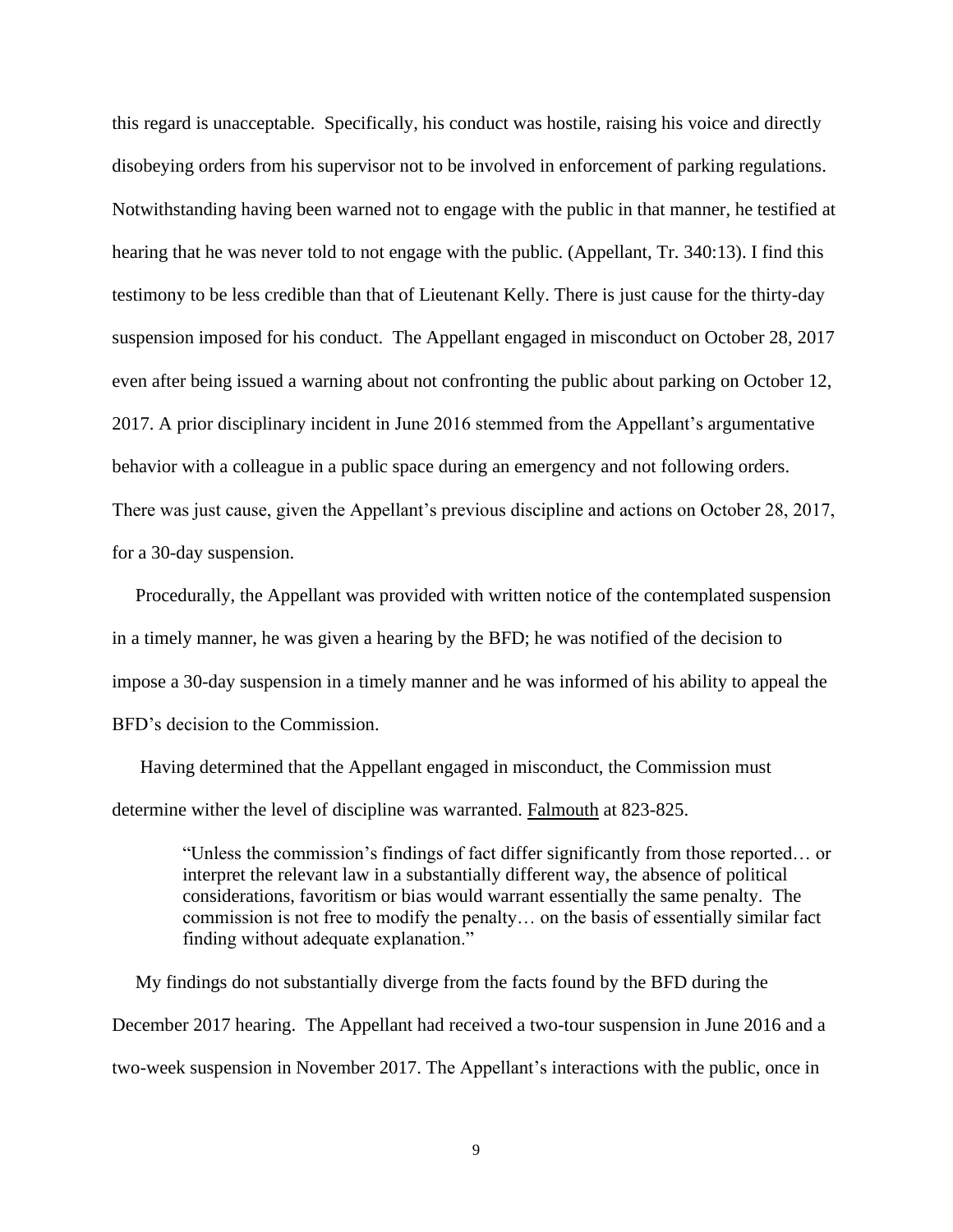this regard is unacceptable. Specifically, his conduct was hostile, raising his voice and directly disobeying orders from his supervisor not to be involved in enforcement of parking regulations. Notwithstanding having been warned not to engage with the public in that manner, he testified at hearing that he was never told to not engage with the public. (Appellant, Tr. 340:13). I find this testimony to be less credible than that of Lieutenant Kelly. There is just cause for the thirty-day suspension imposed for his conduct. The Appellant engaged in misconduct on October 28, 2017 even after being issued a warning about not confronting the public about parking on October 12, 2017. A prior disciplinary incident in June 2016 stemmed from the Appellant's argumentative behavior with a colleague in a public space during an emergency and not following orders. There was just cause, given the Appellant's previous discipline and actions on October 28, 2017, for a 30-day suspension.

Procedurally, the Appellant was provided with written notice of the contemplated suspension in a timely manner, he was given a hearing by the BFD; he was notified of the decision to impose a 30-day suspension in a timely manner and he was informed of his ability to appeal the BFD's decision to the Commission.

Having determined that the Appellant engaged in misconduct, the Commission must determine wither the level of discipline was warranted. Falmouth at 823-825.

> "Unless the commission's findings of fact differ significantly from those reported… or interpret the relevant law in a substantially different way, the absence of political considerations, favoritism or bias would warrant essentially the same penalty. The commission is not free to modify the penalty… on the basis of essentially similar fact finding without adequate explanation."

My findings do not substantially diverge from the facts found by the BFD during the December 2017 hearing. The Appellant had received a two-tour suspension in June 2016 and a two-week suspension in November 2017. The Appellant's interactions with the public, once in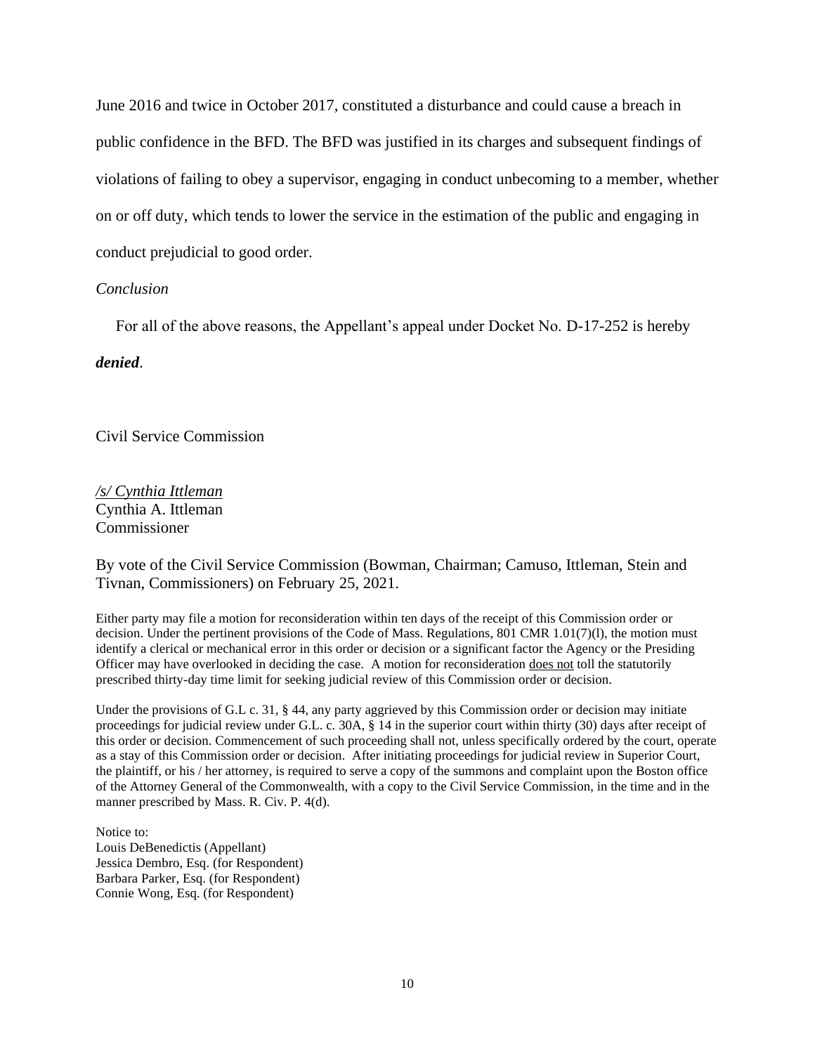June 2016 and twice in October 2017, constituted a disturbance and could cause a breach in public confidence in the BFD. The BFD was justified in its charges and subsequent findings of violations of failing to obey a supervisor, engaging in conduct unbecoming to a member, whether on or off duty, which tends to lower the service in the estimation of the public and engaging in conduct prejudicial to good order.

*Conclusion*

For all of the above reasons, the Appellant's appeal under Docket No. D-17-252 is hereby ***denied***.

Civil Service Commission

*/s/ Cynthia Ittleman*
Cynthia A. Ittleman
Commissioner

By vote of the Civil Service Commission (Bowman, Chairman; Camuso, Ittleman, Stein and Tivnan, Commissioners) on February 25, 2021.

Either party may file a motion for reconsideration within ten days of the receipt of this Commission order or decision. Under the pertinent provisions of the Code of Mass. Regulations, 801 CMR 1.01(7)(l), the motion must identify a clerical or mechanical error in this order or decision or a significant factor the Agency or the Presiding Officer may have overlooked in deciding the case. A motion for reconsideration does not toll the statutorily prescribed thirty-day time limit for seeking judicial review of this Commission order or decision.

Under the provisions of G.L c. 31, § 44, any party aggrieved by this Commission order or decision may initiate proceedings for judicial review under G.L. c. 30A, § 14 in the superior court within thirty (30) days after receipt of this order or decision. Commencement of such proceeding shall not, unless specifically ordered by the court, operate as a stay of this Commission order or decision. After initiating proceedings for judicial review in Superior Court, the plaintiff, or his / her attorney, is required to serve a copy of the summons and complaint upon the Boston office of the Attorney General of the Commonwealth, with a copy to the Civil Service Commission, in the time and in the manner prescribed by Mass. R. Civ. P. 4(d).

Notice to:
Louis DeBenedictis (Appellant)
Jessica Dembro, Esq. (for Respondent)
Barbara Parker, Esq. (for Respondent)
Connie Wong, Esq. (for Respondent)